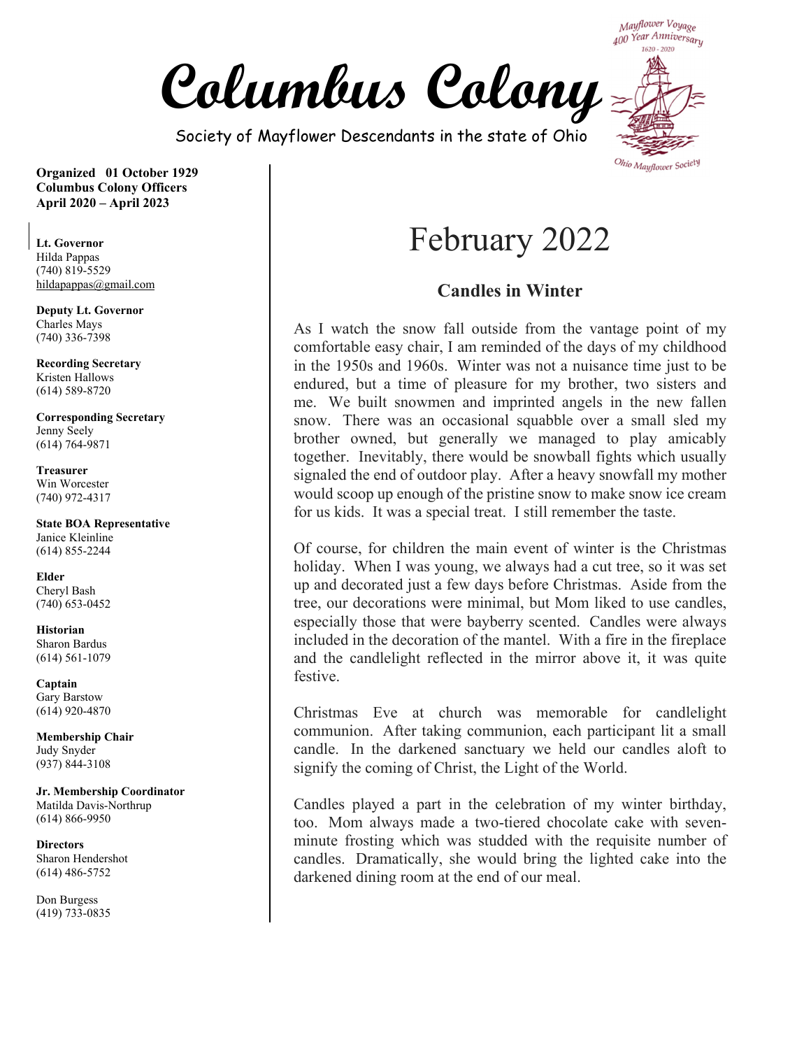# Columbus Colony

Society of Mayflower Descendants in the state of Ohio

Mayflower Voyage 400 Year Anniversary 1620 - 2020

Ohio Mayflower Society

**Organized 01 October 1929**
**Columbus Colony Officers**
**April 2020 – April 2023**

**Lt. Governor**
Hilda Pappas
(740) 819-5529
hildapappas@gmail.com

**Deputy Lt. Governor**
Charles Mays
(740) 336-7398

**Recording Secretary**
Kristen Hallows
(614) 589-8720

**Corresponding Secretary**
Jenny Seely
(614) 764-9871

**Treasurer**
Win Worcester
(740) 972-4317

**State BOA Representative**
Janice Kleinline
(614) 855-2244

**Elder**
Cheryl Bash
(740) 653-0452

**Historian**
Sharon Bardus
(614) 561-1079

**Captain**
Gary Barstow
(614) 920-4870

**Membership Chair**
Judy Snyder
(937) 844-3108

**Jr. Membership Coordinator**
Matilda Davis-Northrup
(614) 866-9950

**Directors**
Sharon Hendershot
(614) 486-5752

Don Burgess
(419) 733-0835

# February 2022

## Candles in Winter

As I watch the snow fall outside from the vantage point of my comfortable easy chair, I am reminded of the days of my childhood in the 1950s and 1960s. Winter was not a nuisance time just to be endured, but a time of pleasure for my brother, two sisters and me. We built snowmen and imprinted angels in the new fallen snow. There was an occasional squabble over a small sled my brother owned, but generally we managed to play amicably together. Inevitably, there would be snowball fights which usually signaled the end of outdoor play. After a heavy snowfall my mother would scoop up enough of the pristine snow to make snow ice cream for us kids. It was a special treat. I still remember the taste.

Of course, for children the main event of winter is the Christmas holiday. When I was young, we always had a cut tree, so it was set up and decorated just a few days before Christmas. Aside from the tree, our decorations were minimal, but Mom liked to use candles, especially those that were bayberry scented. Candles were always included in the decoration of the mantel. With a fire in the fireplace and the candlelight reflected in the mirror above it, it was quite festive.

Christmas Eve at church was memorable for candlelight communion. After taking communion, each participant lit a small candle. In the darkened sanctuary we held our candles aloft to signify the coming of Christ, the Light of the World.

Candles played a part in the celebration of my winter birthday, too. Mom always made a two-tiered chocolate cake with seven-minute frosting which was studded with the requisite number of candles. Dramatically, she would bring the lighted cake into the darkened dining room at the end of our meal.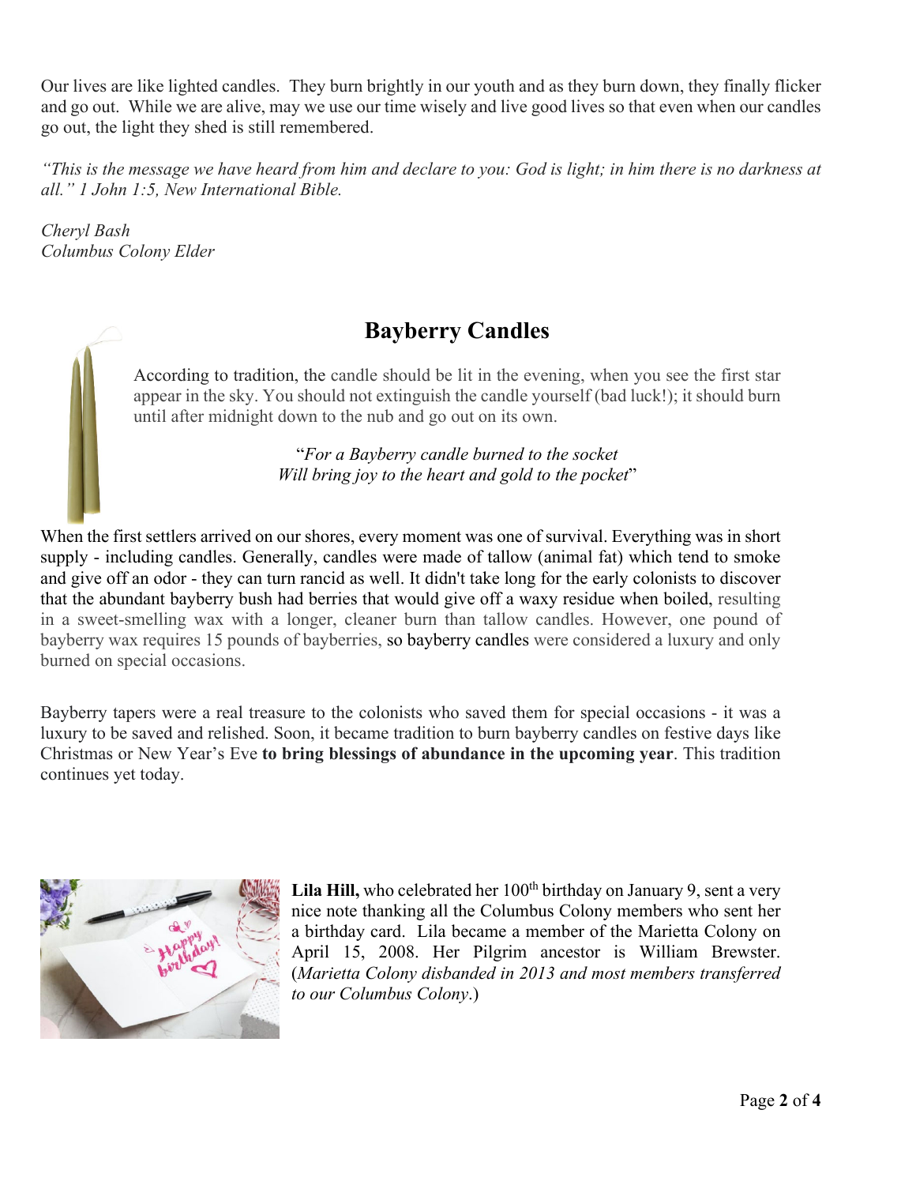Our lives are like lighted candles. They burn brightly in our youth and as they burn down, they finally flicker and go out. While we are alive, may we use our time wisely and live good lives so that even when our candles go out, the light they shed is still remembered.

*"This is the message we have heard from him and declare to you: God is light; in him there is no darkness at all." 1 John 1:5, New International Bible.*

*Cheryl Bash*
*Columbus Colony Elder*

## Bayberry Candles

According to tradition, the candle should be lit in the evening, when you see the first star appear in the sky. You should not extinguish the candle yourself (bad luck!); it should burn until after midnight down to the nub and go out on its own.

"*For a Bayberry candle burned to the socket*
*Will bring joy to the heart and gold to the pocket*"

When the first settlers arrived on our shores, every moment was one of survival. Everything was in short supply - including candles. Generally, candles were made of tallow (animal fat) which tend to smoke and give off an odor - they can turn rancid as well. It didn't take long for the early colonists to discover that the abundant bayberry bush had berries that would give off a waxy residue when boiled, resulting in a sweet-smelling wax with a longer, cleaner burn than tallow candles. However, one pound of bayberry wax requires 15 pounds of bayberries, so bayberry candles were considered a luxury and only burned on special occasions.

Bayberry tapers were a real treasure to the colonists who saved them for special occasions - it was a luxury to be saved and relished. Soon, it became tradition to burn bayberry candles on festive days like Christmas or New Year's Eve **to bring blessings of abundance in the upcoming year**. This tradition continues yet today.

**Lila Hill,** who celebrated her 100th birthday on January 9, sent a very nice note thanking all the Columbus Colony members who sent her a birthday card. Lila became a member of the Marietta Colony on April 15, 2008. Her Pilgrim ancestor is William Brewster. (*Marietta Colony disbanded in 2013 and most members transferred to our Columbus Colony*.)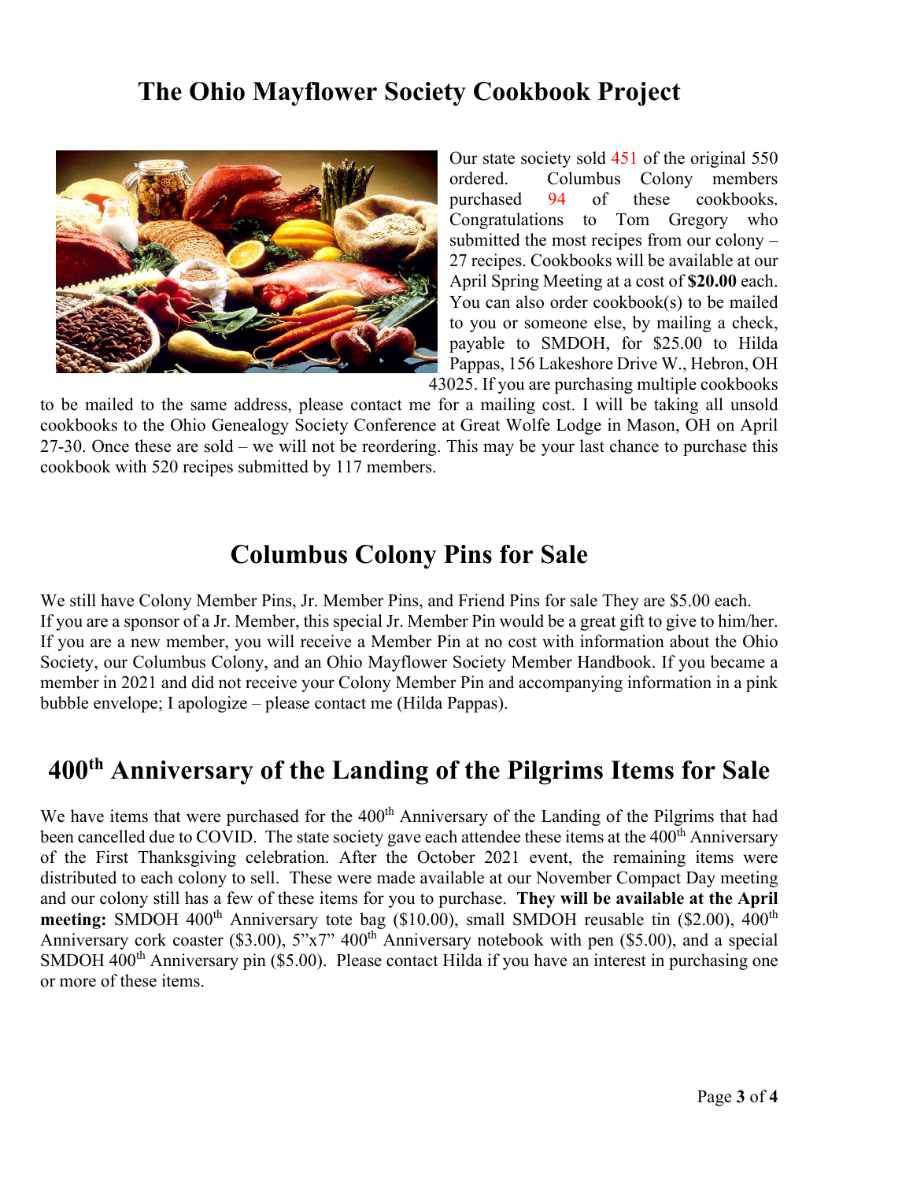## The Ohio Mayflower Society Cookbook Project

Our state society sold 451 of the original 550 ordered. Columbus Colony members purchased 94 of these cookbooks. Congratulations to Tom Gregory who submitted the most recipes from our colony – 27 recipes. Cookbooks will be available at our April Spring Meeting at a cost of **$20.00** each. You can also order cookbook(s) to be mailed to you or someone else, by mailing a check, payable to SMDOH, for $25.00 to Hilda Pappas, 156 Lakeshore Drive W., Hebron, OH 43025. If you are purchasing multiple cookbooks to be mailed to the same address, please contact me for a mailing cost. I will be taking all unsold cookbooks to the Ohio Genealogy Society Conference at Great Wolfe Lodge in Mason, OH on April 27-30. Once these are sold – we will not be reordering. This may be your last chance to purchase this cookbook with 520 recipes submitted by 117 members.

## Columbus Colony Pins for Sale

We still have Colony Member Pins, Jr. Member Pins, and Friend Pins for sale They are $5.00 each. If you are a sponsor of a Jr. Member, this special Jr. Member Pin would be a great gift to give to him/her. If you are a new member, you will receive a Member Pin at no cost with information about the Ohio Society, our Columbus Colony, and an Ohio Mayflower Society Member Handbook. If you became a member in 2021 and did not receive your Colony Member Pin and accompanying information in a pink bubble envelope; I apologize – please contact me (Hilda Pappas).

## 400th Anniversary of the Landing of the Pilgrims Items for Sale

We have items that were purchased for the 400th Anniversary of the Landing of the Pilgrims that had been cancelled due to COVID. The state society gave each attendee these items at the 400th Anniversary of the First Thanksgiving celebration. After the October 2021 event, the remaining items were distributed to each colony to sell. These were made available at our November Compact Day meeting and our colony still has a few of these items for you to purchase. **They will be available at the April meeting:** SMDOH 400th Anniversary tote bag ($10.00), small SMDOH reusable tin ($2.00), 400th Anniversary cork coaster ($3.00), 5"x7" 400th Anniversary notebook with pen ($5.00), and a special SMDOH 400th Anniversary pin ($5.00). Please contact Hilda if you have an interest in purchasing one or more of these items.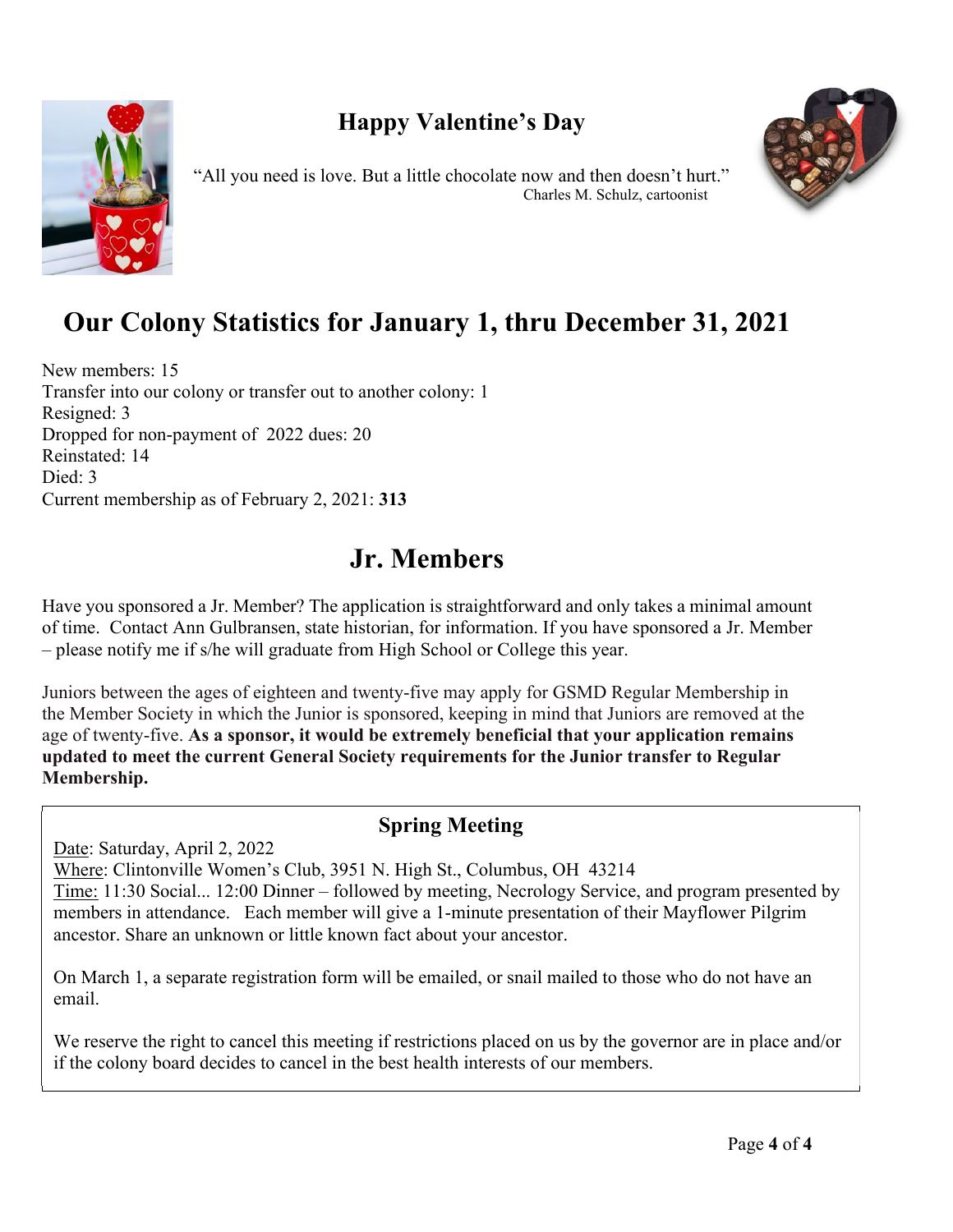## Happy Valentine's Day

"All you need is love. But a little chocolate now and then doesn't hurt."
Charles M. Schulz, cartoonist

# Our Colony Statistics for January 1, thru December 31, 2021

New members: 15
Transfer into our colony or transfer out to another colony: 1
Resigned: 3
Dropped for non-payment of 2022 dues: 20
Reinstated: 14
Died: 3
Current membership as of February 2, 2021: **313**

# Jr. Members

Have you sponsored a Jr. Member? The application is straightforward and only takes a minimal amount of time. Contact Ann Gulbransen, state historian, for information. If you have sponsored a Jr. Member – please notify me if s/he will graduate from High School or College this year.

Juniors between the ages of eighteen and twenty-five may apply for GSMD Regular Membership in the Member Society in which the Junior is sponsored, keeping in mind that Juniors are removed at the age of twenty-five. **As a sponsor, it would be extremely beneficial that your application remains updated to meet the current General Society requirements for the Junior transfer to Regular Membership.**

## Spring Meeting

Date: Saturday, April 2, 2022
Where: Clintonville Women's Club, 3951 N. High St., Columbus, OH 43214
Time: 11:30 Social... 12:00 Dinner – followed by meeting, Necrology Service, and program presented by members in attendance. Each member will give a 1-minute presentation of their Mayflower Pilgrim ancestor. Share an unknown or little known fact about your ancestor.

On March 1, a separate registration form will be emailed, or snail mailed to those who do not have an email.

We reserve the right to cancel this meeting if restrictions placed on us by the governor are in place and/or if the colony board decides to cancel in the best health interests of our members.